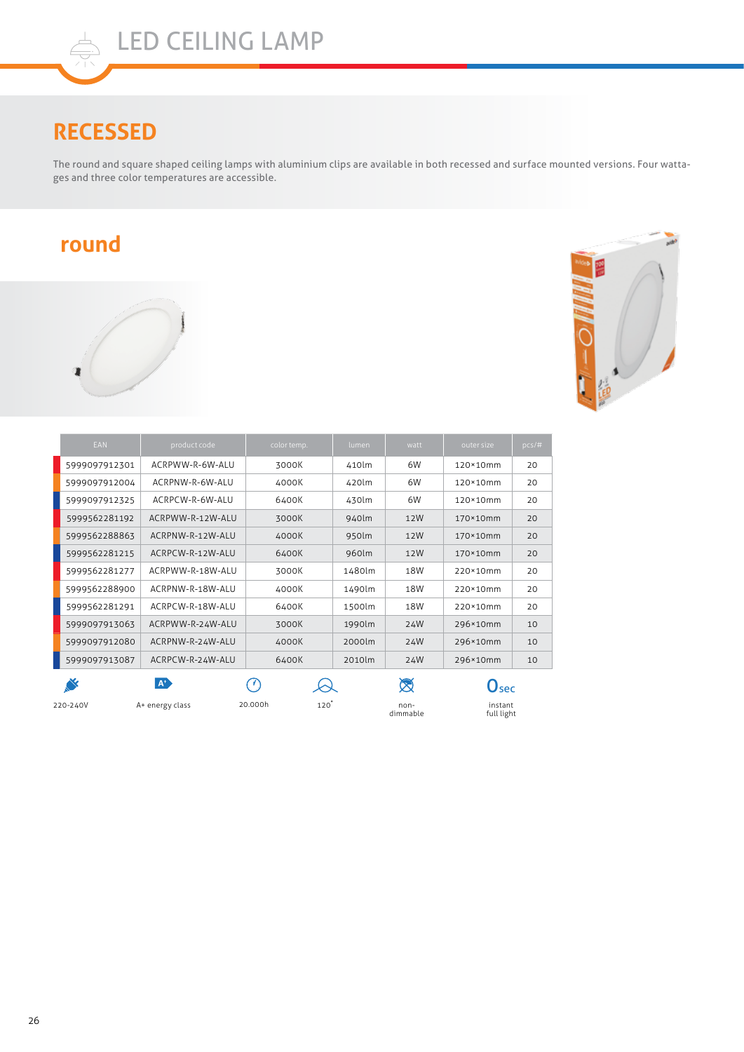# LED CEILING LAMP

## RECESSED

The round and square shaped ceiling lamps with aluminium clips are available in both recessed and surface mounted versions. Four wattages and three color temperatures are accessible.

### round

| EAN | product code | color temp. | lumen | watt | outer size | pcs/# |
|---|---|---|---|---|---|---|
| 5999097912301 | ACRPWW-R-6W-ALU | 3000K | 410lm | 6W | 120×10mm | 20 |
| 5999097912004 | ACRPNW-R-6W-ALU | 4000K | 420lm | 6W | 120×10mm | 20 |
| 5999097912325 | ACRPCW-R-6W-ALU | 6400K | 430lm | 6W | 120×10mm | 20 |
| 5999562281192 | ACRPWW-R-12W-ALU | 3000K | 940lm | 12W | 170×10mm | 20 |
| 5999562288863 | ACRPNW-R-12W-ALU | 4000K | 950lm | 12W | 170×10mm | 20 |
| 5999562281215 | ACRPCW-R-12W-ALU | 6400K | 960lm | 12W | 170×10mm | 20 |
| 5999562281277 | ACRPWW-R-18W-ALU | 3000K | 1480lm | 18W | 220×10mm | 20 |
| 5999562288900 | ACRPNW-R-18W-ALU | 4000K | 1490lm | 18W | 220×10mm | 20 |
| 5999562281291 | ACRPCW-R-18W-ALU | 6400K | 1500lm | 18W | 220×10mm | 20 |
| 5999097913063 | ACRPWW-R-24W-ALU | 3000K | 1990lm | 24W | 296×10mm | 10 |
| 5999097912080 | ACRPNW-R-24W-ALU | 4000K | 2000lm | 24W | 296×10mm | 10 |
| 5999097913087 | ACRPCW-R-24W-ALU | 6400K | 2010lm | 24W | 296×10mm | 10 |

220-240V | A+ energy class | 20.000h | 120° | non-dimmable | 0sec instant full light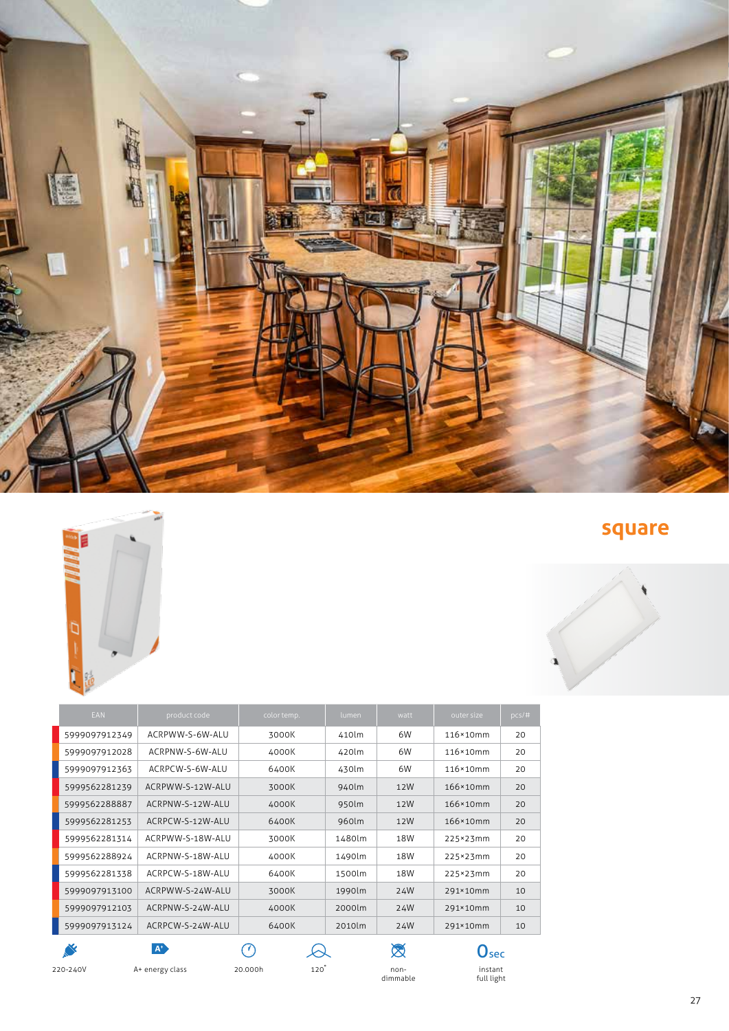## square

| EAN | product code | color temp. | lumen | watt | outer size | pcs/# |
|---|---|---|---|---|---|---|
| 5999097912349 | ACRPWW-S-6W-ALU | 3000K | 410lm | 6W | 116×10mm | 20 |
| 5999097912028 | ACRPNW-S-6W-ALU | 4000K | 420lm | 6W | 116×10mm | 20 |
| 5999097912363 | ACRPCW-S-6W-ALU | 6400K | 430lm | 6W | 116×10mm | 20 |
| 5999562281239 | ACRPWW-S-12W-ALU | 3000K | 940lm | 12W | 166×10mm | 20 |
| 5999562288887 | ACRPNW-S-12W-ALU | 4000K | 950lm | 12W | 166×10mm | 20 |
| 5999562281253 | ACRPCW-S-12W-ALU | 6400K | 960lm | 12W | 166×10mm | 20 |
| 5999562281314 | ACRPWW-S-18W-ALU | 3000K | 1480lm | 18W | 225×23mm | 20 |
| 5999562288924 | ACRPNW-S-18W-ALU | 4000K | 1490lm | 18W | 225×23mm | 20 |
| 5999562281338 | ACRPCW-S-18W-ALU | 6400K | 1500lm | 18W | 225×23mm | 20 |
| 5999097913100 | ACRPWW-S-24W-ALU | 3000K | 1990lm | 24W | 291×10mm | 10 |
| 5999097912103 | ACRPNW-S-24W-ALU | 4000K | 2000lm | 24W | 291×10mm | 10 |
| 5999097913124 | ACRPCW-S-24W-ALU | 6400K | 2010lm | 24W | 291×10mm | 10 |

220-240V | A+ energy class | 20.000h | 120° | non-dimmable | 0 sec instant full light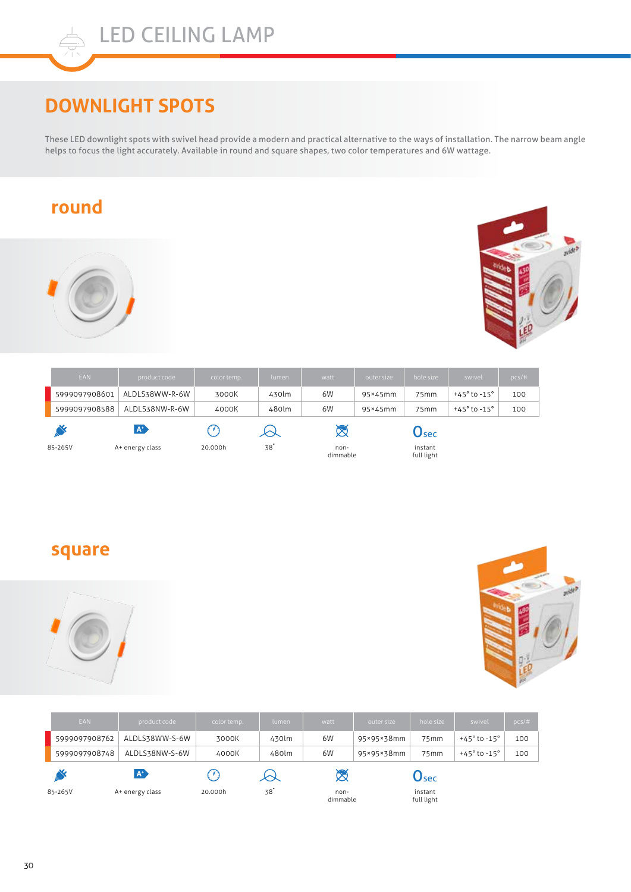# LED CEILING LAMP

## DOWNLIGHT SPOTS

These LED downlight spots with swivel head provide a modern and practical alternative to the ways of installation. The narrow beam angle helps to focus the light accurately. Available in round and square shapes, two color temperatures and 6W wattage.

### round

| EAN | product code | color temp. | lumen | watt | outer size | hole size | swivel | pcs/# |
|---|---|---|---|---|---|---|---|---|
| 5999097908601 | ALDLS38WW-R-6W | 3000K | 430lm | 6W | 95×45mm | 75mm | +45° to -15° | 100 |
| 5999097908588 | ALDLS38NW-R-6W | 4000K | 480lm | 6W | 95×45mm | 75mm | +45° to -15° | 100 |

85-265V

A+ energy class

20.000h

38°

non-dimmable

0sec instant full light

### square

| EAN | product code | color temp. | lumen | watt | outer size | hole size | swivel | pcs/# |
|---|---|---|---|---|---|---|---|---|
| 5999097908762 | ALDLS38WW-S-6W | 3000K | 430lm | 6W | 95×95×38mm | 75mm | +45° to -15° | 100 |
| 5999097908748 | ALDLS38NW-S-6W | 4000K | 480lm | 6W | 95×95×38mm | 75mm | +45° to -15° | 100 |

85-265V

A+ energy class

20.000h

38°

non-dimmable

0sec instant full light